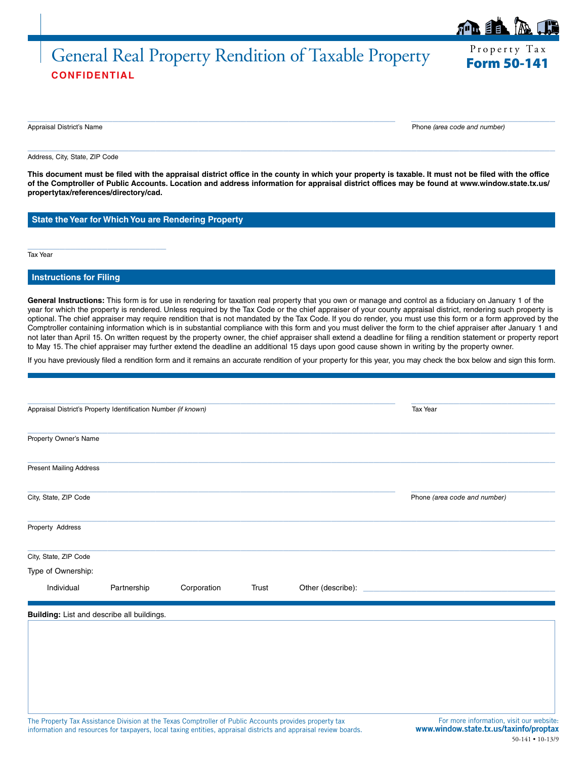# General Real Property Rendition of Taxable Property

**CONFIDENTIAL**

Property Tax
**Form 50-141**

______________________________ Appraisal District's Name

______________________________ Phone *(area code and number)*

______________________________ Address, City, State, ZIP Code

**This document must be filed with the appraisal district office in the county in which your property is taxable. It must not be filed with the office of the Comptroller of Public Accounts. Location and address information for appraisal district offices may be found at www.window.state.tx.us/propertytax/references/directory/cad.**

## State the Year for Which You are Rendering Property

______________________________ Tax Year

## Instructions for Filing

**General Instructions:** This form is for use in rendering for taxation real property that you own or manage and control as a fiduciary on January 1 of the year for which the property is rendered. Unless required by the Tax Code or the chief appraiser of your county appraisal district, rendering such property is optional. The chief appraiser may require rendition that is not mandated by the Tax Code. If you do render, you must use this form or a form approved by the Comptroller containing information which is in substantial compliance with this form and you must deliver the form to the chief appraiser after January 1 and not later than April 15. On written request by the property owner, the chief appraiser shall extend a deadline for filing a rendition statement or property report to May 15. The chief appraiser may further extend the deadline an additional 15 days upon good cause shown in writing by the property owner.

If you have previously filed a rendition form and it remains an accurate rendition of your property for this year, you may check the box below and sign this form.

______________________________ Appraisal District's Property Identification Number *(if known)*

______________________________ Tax Year

______________________________ Property Owner's Name

______________________________ Present Mailing Address

______________________________ City, State, ZIP Code

______________________________ Phone *(area code and number)*

______________________________ Property Address

______________________________ City, State, ZIP Code

Type of Ownership:

Individual Partnership Corporation Trust Other (describe): ______________________________

**Building:** List and describe all buildings.

The Property Tax Assistance Division at the Texas Comptroller of Public Accounts provides property tax information and resources for taxpayers, local taxing entities, appraisal districts and appraisal review boards.

For more information, visit our website: **www.window.state.tx.us/taxinfo/proptax**

50-141 • 10-13/9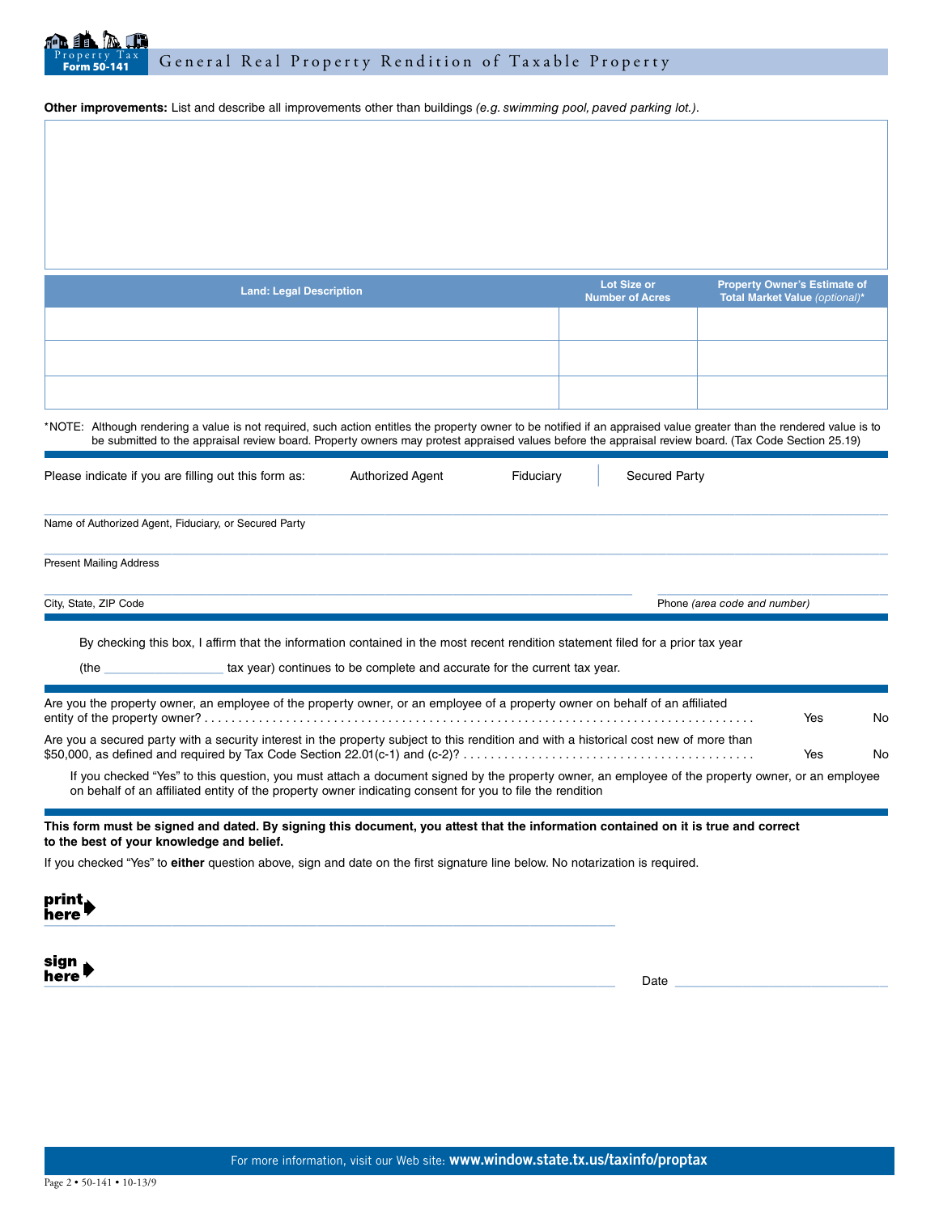**Other improvements:** List and describe all improvements other than buildings *(e.g. swimming pool, paved parking lot.)*.

| Land: Legal Description | Lot Size or Number of Acres | Property Owner's Estimate of Total Market Value *(optional)** |
|---|---|---|
| | | |
| | | |
| | | |

*NOTE: Although rendering a value is not required, such action entitles the property owner to be notified if an appraised value greater than the rendered value is to be submitted to the appraisal review board. Property owners may protest appraised values before the appraisal review board. (Tax Code Section 25.19)

Please indicate if you are filling out this form as: Authorized Agent Fiduciary Secured Party

Name of Authorized Agent, Fiduciary, or Secured Party

Present Mailing Address

City, State, ZIP Code

Phone *(area code and number)*

By checking this box, I affirm that the information contained in the most recent rendition statement filed for a prior tax year (the ________________ tax year) continues to be complete and accurate for the current tax year.

Are you the property owner, an employee of the property owner, or an employee of a property owner on behalf of an affiliated entity of the property owner? . . . . . . . . . . Yes No

Are you a secured party with a security interest in the property subject to this rendition and with a historical cost new of more than $50,000, as defined and required by Tax Code Section 22.01(c-1) and (c-2)? . . . . . . . . . . Yes No

If you checked "Yes" to this question, you must attach a document signed by the property owner, an employee of the property owner, or an employee on behalf of an affiliated entity of the property owner indicating consent for you to file the rendition

**This form must be signed and dated. By signing this document, you attest that the information contained on it is true and correct to the best of your knowledge and belief.**

If you checked "Yes" to **either** question above, sign and date on the first signature line below. No notarization is required.

**print here** ______________________________

**sign here** ______________________________ Date ______________________________

For more information, visit our Web site: **www.window.state.tx.us/taxinfo/proptax**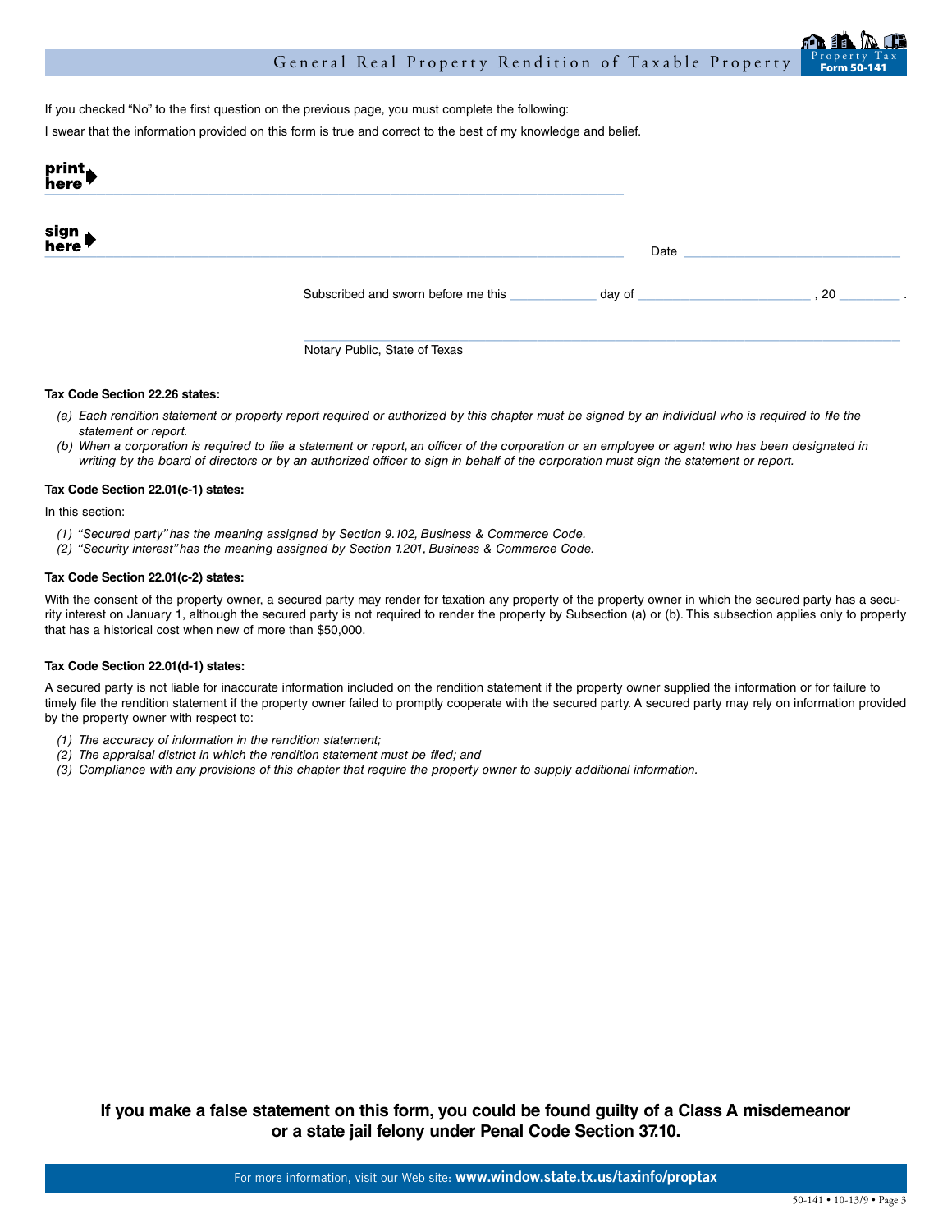If you checked "No" to the first question on the previous page, you must complete the following:

I swear that the information provided on this form is true and correct to the best of my knowledge and belief.

**print here** ______________________________________________

**sign here** ______________________________________________ Date ____________________

Subscribed and sworn before me this __________ day of ____________________ , 20 ________ .

______________________________________________

Notary Public, State of Texas

**Tax Code Section 22.26 states:**

*(a) Each rendition statement or property report required or authorized by this chapter must be signed by an individual who is required to file the statement or report.*

*(b) When a corporation is required to file a statement or report, an officer of the corporation or an employee or agent who has been designated in writing by the board of directors or by an authorized officer to sign in behalf of the corporation must sign the statement or report.*

**Tax Code Section 22.01(c-1) states:**

In this section:

*(1) "Secured party" has the meaning assigned by Section 9.102, Business & Commerce Code.*

*(2) "Security interest" has the meaning assigned by Section 1.201, Business & Commerce Code.*

**Tax Code Section 22.01(c-2) states:**

With the consent of the property owner, a secured party may render for taxation any property of the property owner in which the secured party has a security interest on January 1, although the secured party is not required to render the property by Subsection (a) or (b). This subsection applies only to property that has a historical cost when new of more than $50,000.

**Tax Code Section 22.01(d-1) states:**

A secured party is not liable for inaccurate information included on the rendition statement if the property owner supplied the information or for failure to timely file the rendition statement if the property owner failed to promptly cooperate with the secured party. A secured party may rely on information provided by the property owner with respect to:

*(1) The accuracy of information in the rendition statement;*

*(2) The appraisal district in which the rendition statement must be filed; and*

*(3) Compliance with any provisions of this chapter that require the property owner to supply additional information.*

**If you make a false statement on this form, you could be found guilty of a Class A misdemeanor or a state jail felony under Penal Code Section 37.10.**

For more information, visit our Web site: **www.window.state.tx.us/taxinfo/proptax**